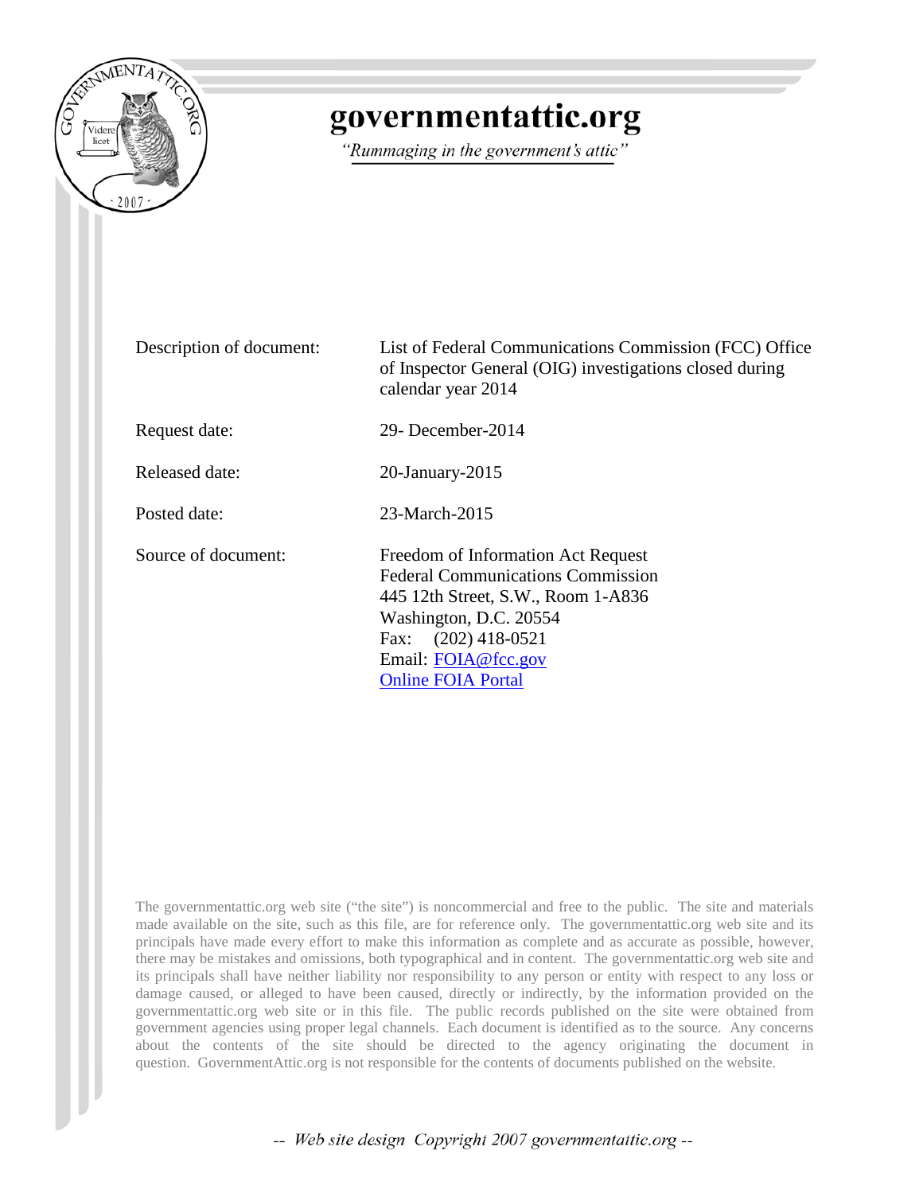# governmentattic.org

*"Rummaging in the government's attic"*

| | |
|---|---|
| Description of document: | List of Federal Communications Commission (FCC) Office of Inspector General (OIG) investigations closed during calendar year 2014 |
| Request date: | 29- December-2014 |
| Released date: | 20-January-2015 |
| Posted date: | 23-March-2015 |
| Source of document: | Freedom of Information Act Request<br>Federal Communications Commission<br>445 12th Street, S.W., Room 1-A836<br>Washington, D.C. 20554<br>Fax: (202) 418-0521<br>Email: FOIA@fcc.gov<br>Online FOIA Portal |

The governmentattic.org web site ("the site") is noncommercial and free to the public. The site and materials made available on the site, such as this file, are for reference only. The governmentattic.org web site and its principals have made every effort to make this information as complete and as accurate as possible, however, there may be mistakes and omissions, both typographical and in content. The governmentattic.org web site and its principals shall have neither liability nor responsibility to any person or entity with respect to any loss or damage caused, or alleged to have been caused, directly or indirectly, by the information provided on the governmentattic.org web site or in this file. The public records published on the site were obtained from government agencies using proper legal channels. Each document is identified as to the source. Any concerns about the contents of the site should be directed to the agency originating the document in question. GovernmentAttic.org is not responsible for the contents of documents published on the website.

-- Web site design Copyright 2007 governmentattic.org --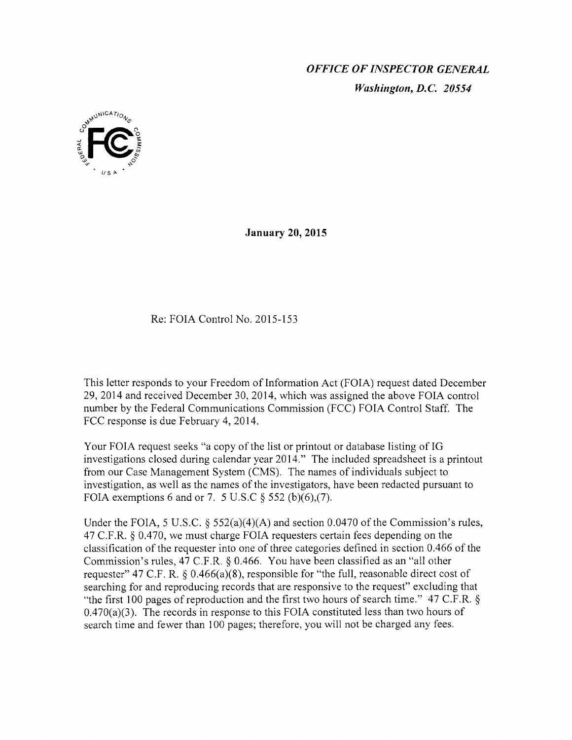*OFFICE OF INSPECTOR GENERAL*

*Washington, D.C. 20554*

**January 20, 2015**

Re: FOIA Control No. 2015-153

This letter responds to your Freedom of Information Act (FOIA) request dated December 29, 2014 and received December 30, 2014, which was assigned the above FOIA control number by the Federal Communications Commission (FCC) FOIA Control Staff. The FCC response is due February 4, 2014.

Your FOIA request seeks "a copy of the list or printout or database listing of IG investigations closed during calendar year 2014." The included spreadsheet is a printout from our Case Management System (CMS). The names of individuals subject to investigation, as well as the names of the investigators, have been redacted pursuant to FOIA exemptions 6 and or 7. 5 U.S.C § 552 (b)(6),(7).

Under the FOIA, 5 U.S.C. § 552(a)(4)(A) and section 0.0470 of the Commission's rules, 47 C.F.R. § 0.470, we must charge FOIA requesters certain fees depending on the classification of the requester into one of three categories defined in section 0.466 of the Commission's rules, 47 C.F.R. § 0.466. You have been classified as an "all other requester" 47 C.F. R. § 0.466(a)(8), responsible for "the full, reasonable direct cost of searching for and reproducing records that are responsive to the request" excluding that "the first 100 pages of reproduction and the first two hours of search time." 47 C.F.R. § 0.470(a)(3). The records in response to this FOIA constituted less than two hours of search time and fewer than 100 pages; therefore, you will not be charged any fees.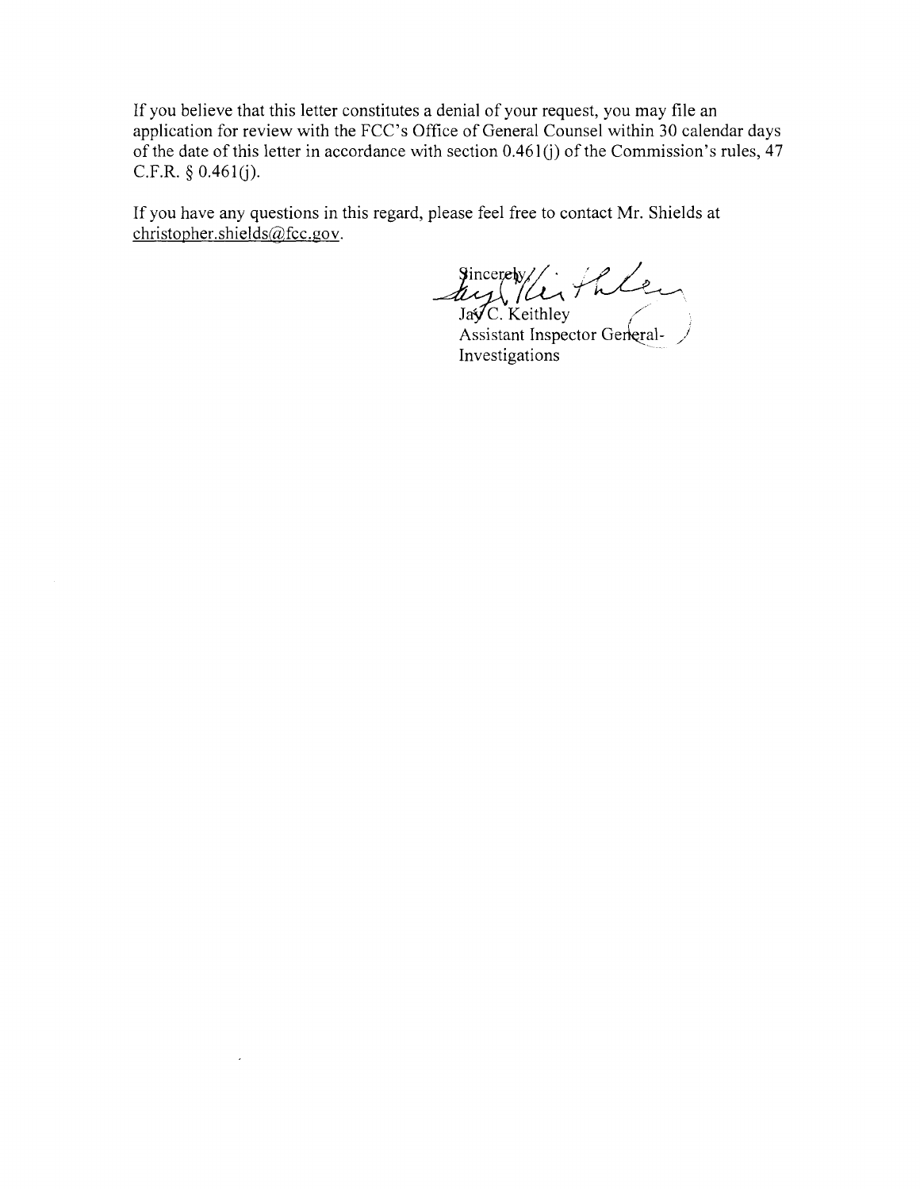If you believe that this letter constitutes a denial of your request, you may file an application for review with the FCC's Office of General Counsel within 30 calendar days of the date of this letter in accordance with section 0.461(j) of the Commission's rules, 47 C.F.R. § 0.461(j).

If you have any questions in this regard, please feel free to contact Mr. Shields at christopher.shields@fcc.gov.

Sincerely,

Jay C. Keithley
Assistant Inspector General-
Investigations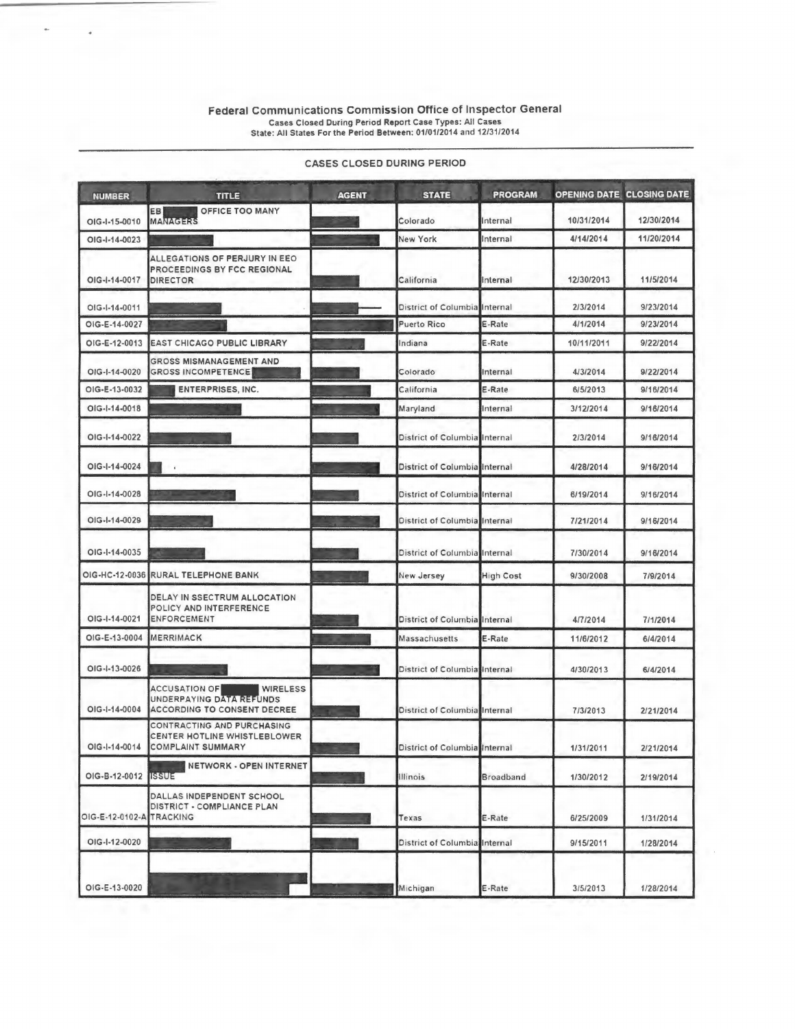## Federal Communications Commission Office of Inspector General

**Cases Closed During Period Report Case Types: All Cases**
**State: All States For the Period Between: 01/01/2014 and 12/31/2014**

### CASES CLOSED DURING PERIOD

| NUMBER | TITLE | AGENT | STATE | PROGRAM | OPENING DATE | CLOSING DATE |
|---|---|---|---|---|---|---|
| OIG-I-15-0010 | EB [redacted] OFFICE TOO MANY MANAGERS | [redacted] | Colorado | Internal | 10/31/2014 | 12/30/2014 |
| OIG-I-14-0023 | [redacted] | [redacted] | New York | Internal | 4/14/2014 | 11/20/2014 |
| OIG-I-14-0017 | ALLEGATIONS OF PERJURY IN EEO PROCEEDINGS BY FCC REGIONAL DIRECTOR | [redacted] | California | Internal | 12/30/2013 | 11/5/2014 |
| OIG-I-14-0011 | [redacted] | [redacted] | District of Columbia | Internal | 2/3/2014 | 9/23/2014 |
| OIG-E-14-0027 | [redacted] | [redacted] | Puerto Rico | E-Rate | 4/1/2014 | 9/23/2014 |
| OIG-E-12-0013 | EAST CHICAGO PUBLIC LIBRARY | [redacted] | Indiana | E-Rate | 10/11/2011 | 9/22/2014 |
| OIG-I-14-0020 | GROSS MISMANAGEMENT AND GROSS INCOMPETENCE [redacted] | [redacted] | Colorado | Internal | 4/3/2014 | 9/22/2014 |
| OIG-E-13-0032 | [redacted] ENTERPRISES, INC. | [redacted] | California | E-Rate | 6/5/2013 | 9/16/2014 |
| OIG-I-14-0018 | [redacted] | [redacted] | Maryland | Internal | 3/12/2014 | 9/16/2014 |
| OIG-I-14-0022 | [redacted] | [redacted] | District of Columbia | Internal | 2/3/2014 | 9/16/2014 |
| OIG-I-14-0024 | [redacted] | [redacted] | District of Columbia | Internal | 4/28/2014 | 9/16/2014 |
| OIG-I-14-0028 | [redacted] | [redacted] | District of Columbia | Internal | 6/19/2014 | 9/16/2014 |
| OIG-I-14-0029 | [redacted] | [redacted] | District of Columbia | Internal | 7/21/2014 | 9/16/2014 |
| OIG-I-14-0035 | [redacted] | [redacted] | District of Columbia | Internal | 7/30/2014 | 9/16/2014 |
| OIG-HC-12-0036 | RURAL TELEPHONE BANK | [redacted] | New Jersey | High Cost | 9/30/2008 | 7/9/2014 |
| OIG-I-14-0021 | DELAY IN SSECTRUM ALLOCATION POLICY AND INTERFERENCE ENFORCEMENT | [redacted] | District of Columbia | Internal | 4/7/2014 | 7/1/2014 |
| OIG-E-13-0004 | MERRIMACK | [redacted] | Massachusetts | E-Rate | 11/6/2012 | 6/4/2014 |
| OIG-I-13-0026 | [redacted] | [redacted] | District of Columbia | Internal | 4/30/2013 | 6/4/2014 |
| OIG-I-14-0004 | ACCUSATION OF [redacted] WIRELESS UNDERPAYING DATA REFUNDS ACCORDING TO CONSENT DECREE | [redacted] | District of Columbia | Internal | 7/3/2013 | 2/21/2014 |
| OIG-I-14-0014 | CONTRACTING AND PURCHASING CENTER HOTLINE WHISTLEBLOWER COMPLAINT SUMMARY | [redacted] | District of Columbia | Internal | 1/31/2011 | 2/21/2014 |
| OIG-B-12-0012 | [redacted] NETWORK - OPEN INTERNET ISSUE | [redacted] | Illinois | Broadband | 1/30/2012 | 2/19/2014 |
| OIG-E-12-0102-A | DALLAS INDEPENDENT SCHOOL DISTRICT - COMPLIANCE PLAN TRACKING | [redacted] | Texas | E-Rate | 6/25/2009 | 1/31/2014 |
| OIG-I-12-0020 | [redacted] | [redacted] | District of Columbia | Internal | 9/15/2011 | 1/28/2014 |
| OIG-E-13-0020 | [redacted] | [redacted] | Michigan | E-Rate | 3/5/2013 | 1/28/2014 |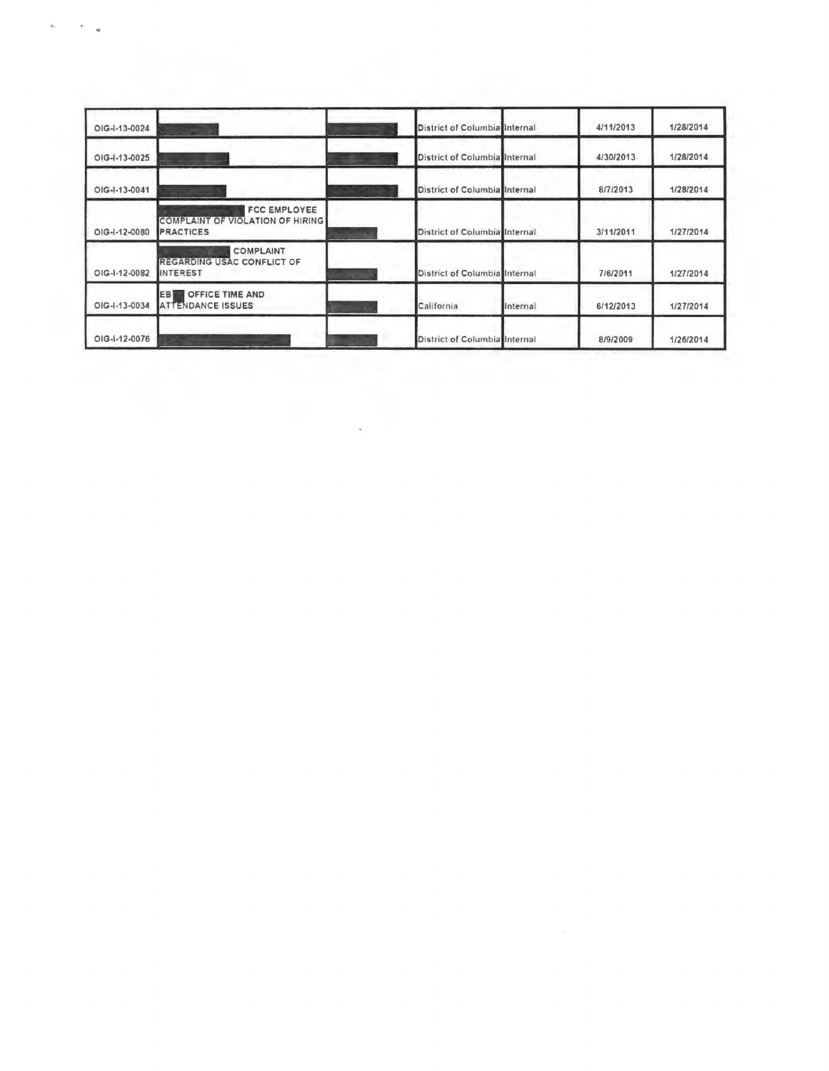| | | | | | | |
|---|---|---|---|---|---|---|
| OIG-I-13-0024 | | | District of Columbia | Internal | 4/11/2013 | 1/28/2014 |
| OIG-I-13-0025 | | | District of Columbia | Internal | 4/30/2013 | 1/28/2014 |
| OIG-I-13-0041 | | | District of Columbia | Internal | 8/7/2013 | 1/28/2014 |
| OIG-I-12-0080 | FCC EMPLOYEE COMPLAINT OF VIOLATION OF HIRING PRACTICES | | District of Columbia | Internal | 3/11/2011 | 1/27/2014 |
| OIG-I-12-0082 | COMPLAINT REGARDING USAC CONFLICT OF INTEREST | | District of Columbia | Internal | 7/6/2011 | 1/27/2014 |
| OIG-I-13-0034 | EB OFFICE TIME AND ATTENDANCE ISSUES | | California | Internal | 6/12/2013 | 1/27/2014 |
| OIG-I-12-0076 | | | District of Columbia | Internal | 8/9/2009 | 1/26/2014 |